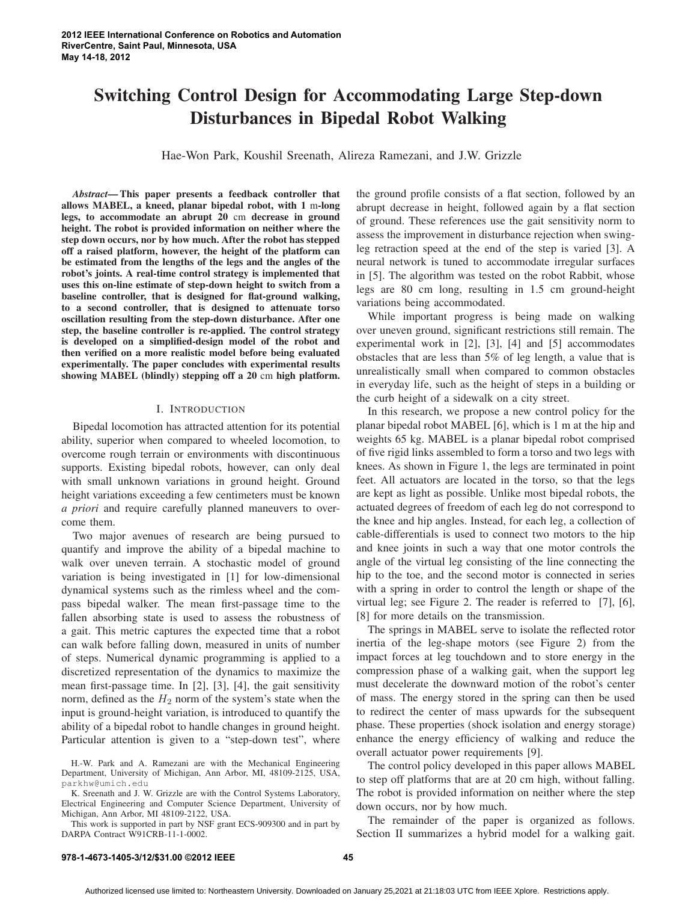# Switching Control Design for Accommodating Large Step-down Disturbances in Bipedal Robot Walking

Hae-Won Park, Koushil Sreenath, Alireza Ramezani, and J.W. Grizzle

***Abstract*— This paper presents a feedback controller that allows MABEL, a kneed, planar bipedal robot, with 1 m-long legs, to accommodate an abrupt 20 cm decrease in ground height. The robot is provided information on neither where the step down occurs, nor by how much. After the robot has stepped off a raised platform, however, the height of the platform can be estimated from the lengths of the legs and the angles of the robot's joints. A real-time control strategy is implemented that uses this on-line estimate of step-down height to switch from a baseline controller, that is designed for flat-ground walking, to a second controller, that is designed to attenuate torso oscillation resulting from the step-down disturbance. After one step, the baseline controller is re-applied. The control strategy is developed on a simplified-design model of the robot and then verified on a more realistic model before being evaluated experimentally. The paper concludes with experimental results showing MABEL (blindly) stepping off a 20 cm high platform.**

## I. Introduction

Bipedal locomotion has attracted attention for its potential ability, superior when compared to wheeled locomotion, to overcome rough terrain or environments with discontinuous supports. Existing bipedal robots, however, can only deal with small unknown variations in ground height. Ground height variations exceeding a few centimeters must be known *a priori* and require carefully planned maneuvers to overcome them.

Two major avenues of research are being pursued to quantify and improve the ability of a bipedal machine to walk over uneven terrain. A stochastic model of ground variation is being investigated in [1] for low-dimensional dynamical systems such as the rimless wheel and the compass bipedal walker. The mean first-passage time to the fallen absorbing state is used to assess the robustness of a gait. This metric captures the expected time that a robot can walk before falling down, measured in units of number of steps. Numerical dynamic programming is applied to a discretized representation of the dynamics to maximize the mean first-passage time. In [2], [3], [4], the gait sensitivity norm, defined as the $H_2$ norm of the system's state when the input is ground-height variation, is introduced to quantify the ability of a bipedal robot to handle changes in ground height. Particular attention is given to a "step-down test", where the ground profile consists of a flat section, followed by an abrupt decrease in height, followed again by a flat section of ground. These references use the gait sensitivity norm to assess the improvement in disturbance rejection when swing-leg retraction speed at the end of the step is varied [3]. A neural network is tuned to accommodate irregular surfaces in [5]. The algorithm was tested on the robot Rabbit, whose legs are 80 cm long, resulting in 1.5 cm ground-height variations being accommodated.

While important progress is being made on walking over uneven ground, significant restrictions still remain. The experimental work in [2], [3], [4] and [5] accommodates obstacles that are less than 5% of leg length, a value that is unrealistically small when compared to common obstacles in everyday life, such as the height of steps in a building or the curb height of a sidewalk on a city street.

In this research, we propose a new control policy for the planar bipedal robot MABEL [6], which is 1 m at the hip and weights 65 kg. MABEL is a planar bipedal robot comprised of five rigid links assembled to form a torso and two legs with knees. As shown in Figure 1, the legs are terminated in point feet. All actuators are located in the torso, so that the legs are kept as light as possible. Unlike most bipedal robots, the actuated degrees of freedom of each leg do not correspond to the knee and hip angles. Instead, for each leg, a collection of cable-differentials is used to connect two motors to the hip and knee joints in such a way that one motor controls the angle of the virtual leg consisting of the line connecting the hip to the toe, and the second motor is connected in series with a spring in order to control the length or shape of the virtual leg; see Figure 2. The reader is referred to [7], [6], [8] for more details on the transmission.

The springs in MABEL serve to isolate the reflected rotor inertia of the leg-shape motors (see Figure 2) from the impact forces at leg touchdown and to store energy in the compression phase of a walking gait, when the support leg must decelerate the downward motion of the robot's center of mass. The energy stored in the spring can then be used to redirect the center of mass upwards for the subsequent phase. These properties (shock isolation and energy storage) enhance the energy efficiency of walking and reduce the overall actuator power requirements [9].

The control policy developed in this paper allows MABEL to step off platforms that are at 20 cm high, without falling. The robot is provided information on neither where the step down occurs, nor by how much.

The remainder of the paper is organized as follows. Section II summarizes a hybrid model for a walking gait.

H.-W. Park and A. Ramezani are with the Mechanical Engineering Department, University of Michigan, Ann Arbor, MI, 48109-2125, USA, parkhw@umich.edu

K. Sreenath and J. W. Grizzle are with the Control Systems Laboratory, Electrical Engineering and Computer Science Department, University of Michigan, Ann Arbor, MI 48109-2122, USA.

This work is supported in part by NSF grant ECS-909300 and in part by DARPA Contract W91CRB-11-1-0002.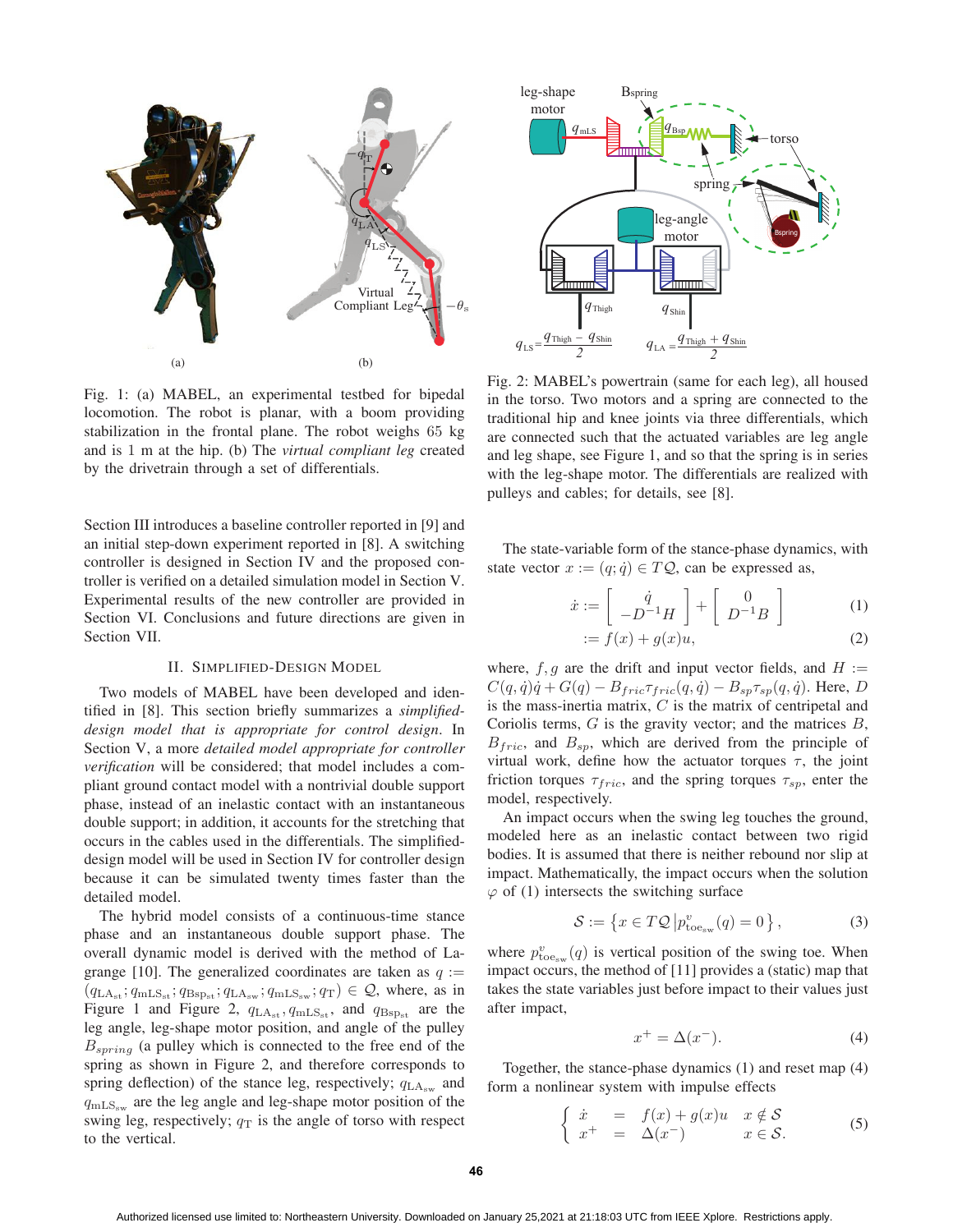Fig. 1: (a) MABEL, an experimental testbed for bipedal locomotion. The robot is planar, with a boom providing stabilization in the frontal plane. The robot weighs 65 kg and is 1 m at the hip. (b) The *virtual compliant leg* created by the drivetrain through a set of differentials.

Fig. 2: MABEL's powertrain (same for each leg), all housed in the torso. Two motors and a spring are connected to the traditional hip and knee joints via three differentials, which are connected such that the actuated variables are leg angle and leg shape, see Figure 1, and so that the spring is in series with the leg-shape motor. The differentials are realized with pulleys and cables; for details, see [8].

Section III introduces a baseline controller reported in [9] and an initial step-down experiment reported in [8]. A switching controller is designed in Section IV and the proposed controller is verified on a detailed simulation model in Section V. Experimental results of the new controller are provided in Section VI. Conclusions and future directions are given in Section VII.

## II. Simplified-Design Model

Two models of MABEL have been developed and identified in [8]. This section briefly summarizes a *simplified-design model that is appropriate for control design*. In Section V, a more *detailed model appropriate for controller verification* will be considered; that model includes a compliant ground contact model with a nontrivial double support phase, instead of an inelastic contact with an instantaneous double support; in addition, it accounts for the stretching that occurs in the cables used in the differentials. The simplified-design model will be used in Section IV for controller design because it can be simulated twenty times faster than the detailed model.

The hybrid model consists of a continuous-time stance phase and an instantaneous double support phase. The overall dynamic model is derived with the method of Lagrange [10]. The generalized coordinates are taken as $q := (q_{\mathrm{LA_{st}}}; q_{\mathrm{mLS_{st}}}; q_{\mathrm{Bsp_{st}}}; q_{\mathrm{LA_{sw}}}; q_{\mathrm{mLS_{sw}}}; q_{\mathrm{T}}) \in \mathcal{Q}$, where, as in Figure 1 and Figure 2, $q_{\mathrm{LA_{st}}}, q_{\mathrm{mLS_{st}}}$, and $q_{\mathrm{Bsp_{st}}}$ are the leg angle, leg-shape motor position, and angle of the pulley $B_{spring}$ (a pulley which is connected to the free end of the spring as shown in Figure 2, and therefore corresponds to spring deflection) of the stance leg, respectively; $q_{\mathrm{LA_{sw}}}$ and $q_{\mathrm{mLS_{sw}}}$ are the leg angle and leg-shape motor position of the swing leg, respectively; $q_{\mathrm{T}}$ is the angle of torso with respect to the vertical.

The state-variable form of the stance-phase dynamics, with state vector $x := (q; \dot{q}) \in T\mathcal{Q}$, can be expressed as,

$$\dot{x} := \begin{bmatrix} \dot{q} \\ -D^{-1}H \end{bmatrix} + \begin{bmatrix} 0 \\ D^{-1}B \end{bmatrix} \tag{1}$$

$$:= f(x) + g(x)u, \tag{2}$$

where, $f, g$ are the drift and input vector fields, and $H := C(q, \dot{q})\dot{q} + G(q) - B_{fric}\tau_{fric}(q, \dot{q}) - B_{sp}\tau_{sp}(q, \dot{q})$. Here, $D$ is the mass-inertia matrix, $C$ is the matrix of centripetal and Coriolis terms, $G$ is the gravity vector; and the matrices $B$, $B_{fric}$, and $B_{sp}$, which are derived from the principle of virtual work, define how the actuator torques $\tau$, the joint friction torques $\tau_{fric}$, and the spring torques $\tau_{sp}$, enter the model, respectively.

An impact occurs when the swing leg touches the ground, modeled here as an inelastic contact between two rigid bodies. It is assumed that there is neither rebound nor slip at impact. Mathematically, the impact occurs when the solution $\varphi$ of (1) intersects the switching surface

$$\mathcal{S} := \left\{ x \in T\mathcal{Q} \,\middle|\, p^{v}_{\mathrm{toe_{sw}}}(q) = 0 \right\}, \tag{3}$$

where $p^{v}_{\mathrm{toe_{sw}}}(q)$ is vertical position of the swing toe. When impact occurs, the method of [11] provides a (static) map that takes the state variables just before impact to their values just after impact,

$$x^{+} = \Delta(x^{-}). \tag{4}$$

Together, the stance-phase dynamics (1) and reset map (4) form a nonlinear system with impulse effects

$$\begin{cases} \dot{x} = f(x) + g(x)u & x \notin \mathcal{S} \\ x^{+} = \Delta(x^{-}) & x \in \mathcal{S}. \end{cases} \tag{5}$$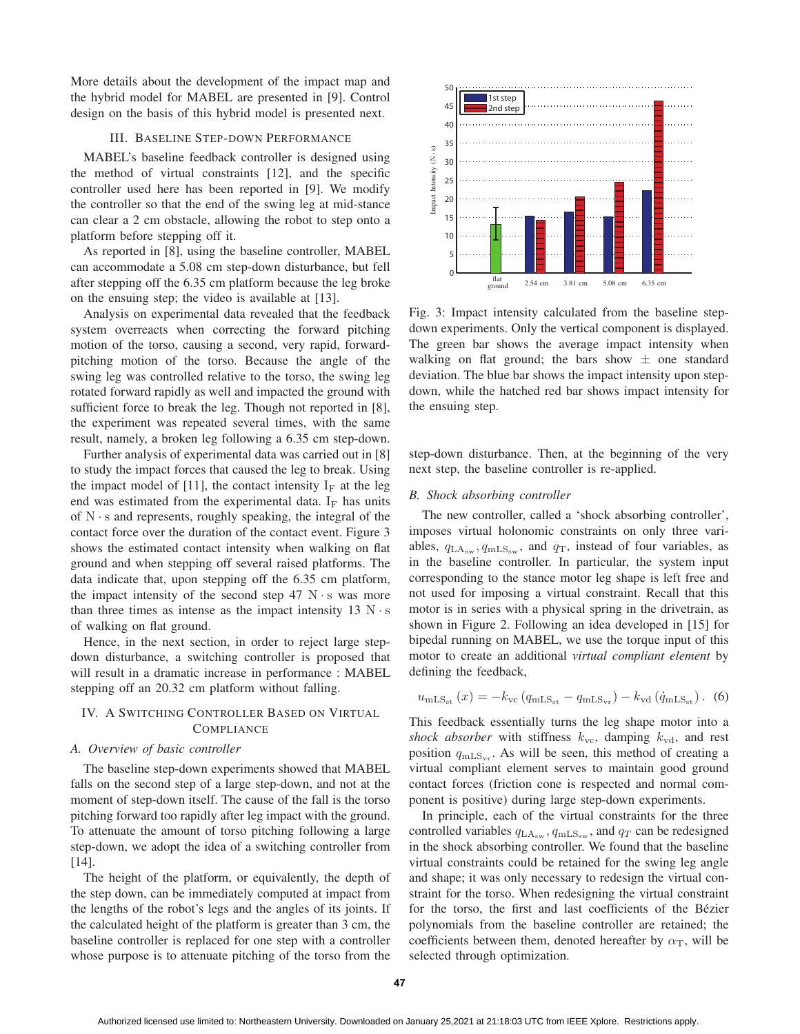More details about the development of the impact map and the hybrid model for MABEL are presented in [9]. Control design on the basis of this hybrid model is presented next.

## III. Baseline Step-down Performance

MABEL's baseline feedback controller is designed using the method of virtual constraints [12], and the specific controller used here has been reported in [9]. We modify the controller so that the end of the swing leg at mid-stance can clear a 2 cm obstacle, allowing the robot to step onto a platform before stepping off it.

As reported in [8], using the baseline controller, MABEL can accommodate a 5.08 cm step-down disturbance, but fell after stepping off the 6.35 cm platform because the leg broke on the ensuing step; the video is available at [13].

Analysis on experimental data revealed that the feedback system overreacts when correcting the forward pitching motion of the torso, causing a second, very rapid, forward-pitching motion of the torso. Because the angle of the swing leg was controlled relative to the torso, the swing leg rotated forward rapidly as well and impacted the ground with sufficient force to break the leg. Though not reported in [8], the experiment was repeated several times, with the same result, namely, a broken leg following a 6.35 cm step-down.

Further analysis of experimental data was carried out in [8] to study the impact forces that caused the leg to break. Using the impact model of [11], the contact intensity $I_F$ at the leg end was estimated from the experimental data. $I_F$ has units of $N \cdot s$ and represents, roughly speaking, the integral of the contact force over the duration of the contact event. Figure 3 shows the estimated contact intensity when walking on flat ground and when stepping off several raised platforms. The data indicate that, upon stepping off the 6.35 cm platform, the impact intensity of the second step 47 $N \cdot s$ was more than three times as intense as the impact intensity 13 $N \cdot s$ of walking on flat ground.

Hence, in the next section, in order to reject large step-down disturbance, a switching controller is proposed that will result in a dramatic increase in performance : MABEL stepping off an 20.32 cm platform without falling.

Fig. 3: Impact intensity calculated from the baseline step-down experiments. Only the vertical component is displayed. The green bar shows the average impact intensity when walking on flat ground; the bars show $\pm$ one standard deviation. The blue bar shows the impact intensity upon step-down, while the hatched red bar shows impact intensity for the ensuing step.

## IV. A Switching Controller Based on Virtual Compliance

### A. Overview of basic controller

The baseline step-down experiments showed that MABEL falls on the second step of a large step-down, and not at the moment of step-down itself. The cause of the fall is the torso pitching forward too rapidly after leg impact with the ground. To attenuate the amount of torso pitching following a large step-down, we adopt the idea of a switching controller from [14].

The height of the platform, or equivalently, the depth of the step down, can be immediately computed at impact from the lengths of the robot's legs and the angles of its joints. If the calculated height of the platform is greater than 3 cm, the baseline controller is replaced for one step with a controller whose purpose is to attenuate pitching of the torso from the step-down disturbance. Then, at the beginning of the very next step, the baseline controller is re-applied.

### B. Shock absorbing controller

The new controller, called a 'shock absorbing controller', imposes virtual holonomic constraints on only three variables, $q_{\mathrm{LA}_{\mathrm{sw}}}, q_{\mathrm{mLS}_{\mathrm{sw}}}$, and $q_{\mathrm{T}}$, instead of four variables, as in the baseline controller. In particular, the system input corresponding to the stance motor leg shape is left free and not used for imposing a virtual constraint. Recall that this motor is in series with a physical spring in the drivetrain, as shown in Figure 2. Following an idea developed in [15] for bipedal running on MABEL, we use the torque input of this motor to create an additional *virtual compliant element* by defining the feedback,

$$u_{\mathrm{mLS}_{\mathrm{st}}}(x) = -k_{\mathrm{vc}}\left(q_{\mathrm{mLS}_{\mathrm{st}}} - q_{\mathrm{mLS}_{\mathrm{vr}}}\right) - k_{\mathrm{vd}}\left(\dot{q}_{\mathrm{mLS}_{\mathrm{st}}}\right). \quad (6)$$

This feedback essentially turns the leg shape motor into a *shock absorber* with stiffness $k_{\mathrm{vc}}$, damping $k_{\mathrm{vd}}$, and rest position $q_{\mathrm{mLS}_{\mathrm{vr}}}$. As will be seen, this method of creating a virtual compliant element serves to maintain good ground contact forces (friction cone is respected and normal component is positive) during large step-down experiments.

In principle, each of the virtual constraints for the three controlled variables $q_{\mathrm{LA}_{\mathrm{sw}}}, q_{\mathrm{mLS}_{\mathrm{sw}}}$, and $q_T$ can be redesigned in the shock absorbing controller. We found that the baseline virtual constraints could be retained for the swing leg angle and shape; it was only necessary to redesign the virtual constraint for the torso. When redesigning the virtual constraint for the torso, the first and last coefficients of the Bézier polynomials from the baseline controller are retained; the coefficients between them, denoted hereafter by $\alpha_{\mathrm{T}}$, will be selected through optimization.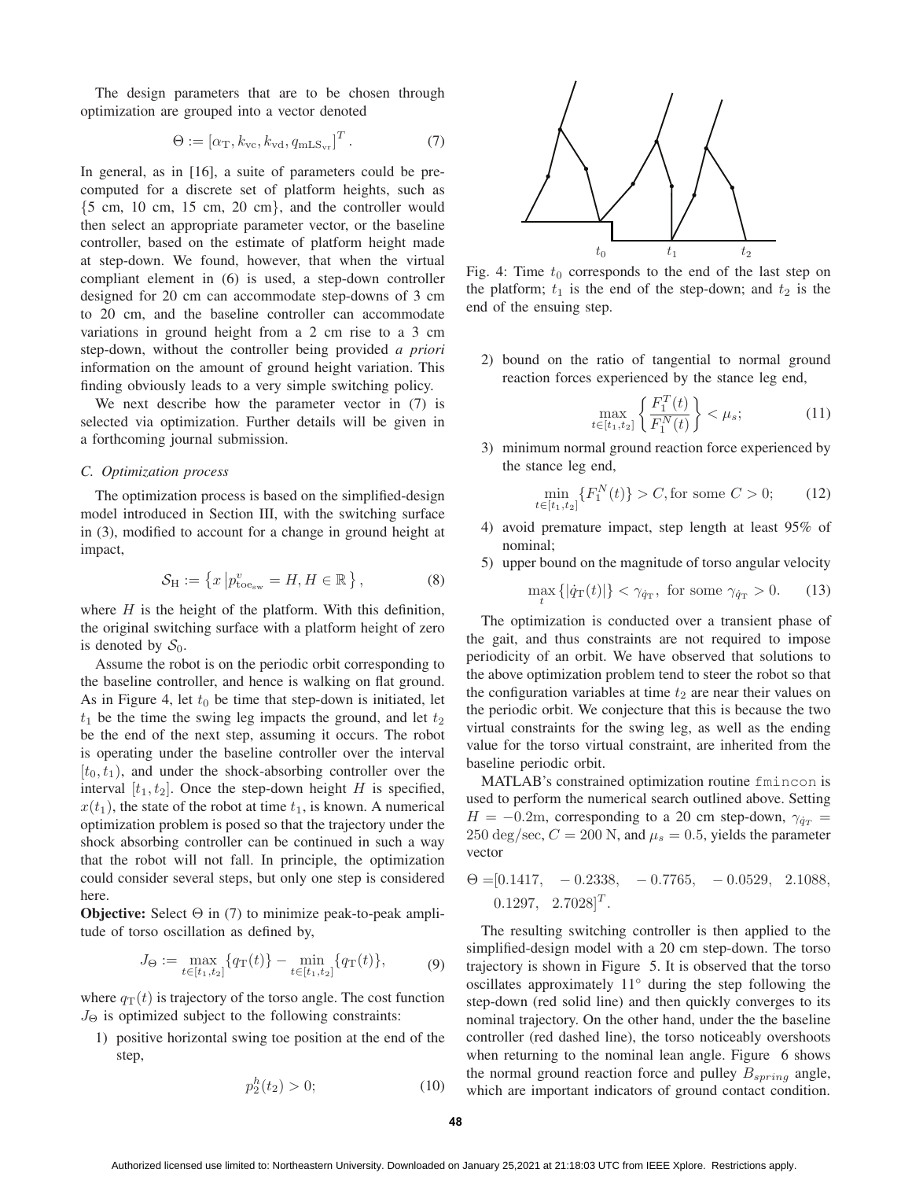The design parameters that are to be chosen through optimization are grouped into a vector denoted

$$\Theta := [\alpha_{\mathrm{T}}, k_{\mathrm{vc}}, k_{\mathrm{vd}}, q_{\mathrm{mLS_{vr}}}]^T. \tag{7}$$

In general, as in [16], a suite of parameters could be precomputed for a discrete set of platform heights, such as {5 cm, 10 cm, 15 cm, 20 cm}, and the controller would then select an appropriate parameter vector, or the baseline controller, based on the estimate of platform height made at step-down. We found, however, that when the virtual compliant element in (6) is used, a step-down controller designed for 20 cm can accommodate step-downs of 3 cm to 20 cm, and the baseline controller can accommodate variations in ground height from a 2 cm rise to a 3 cm step-down, without the controller being provided *a priori* information on the amount of ground height variation. This finding obviously leads to a very simple switching policy.

We next describe how the parameter vector in (7) is selected via optimization. Further details will be given in a forthcoming journal submission.

### C. Optimization process

The optimization process is based on the simplified-design model introduced in Section III, with the switching surface in (3), modified to account for a change in ground height at impact,

$$\mathcal{S}_{\mathrm{H}} := \left\{ x \,\middle|\, p^v_{\mathrm{toe_{sw}}} = H, H \in \mathbb{R} \right\}, \tag{8}$$

where $H$ is the height of the platform. With this definition, the original switching surface with a platform height of zero is denoted by $\mathcal{S}_0$.

Assume the robot is on the periodic orbit corresponding to the baseline controller, and hence is walking on flat ground. As in Figure 4, let $t_0$ be time that step-down is initiated, let $t_1$ be the time the swing leg impacts the ground, and let $t_2$ be the end of the next step, assuming it occurs. The robot is operating under the baseline controller over the interval $[t_0, t_1)$, and under the shock-absorbing controller over the interval $[t_1, t_2]$. Once the step-down height $H$ is specified, $x(t_1)$, the state of the robot at time $t_1$, is known. A numerical optimization problem is posed so that the trajectory under the shock absorbing controller can be continued in such a way that the robot will not fall. In principle, the optimization could consider several steps, but only one step is considered here.

**Objective:** Select $\Theta$ in (7) to minimize peak-to-peak amplitude of torso oscillation as defined by,

$$J_\Theta := \max_{t\in[t_1,t_2]}\{q_{\mathrm{T}}(t)\} - \min_{t\in[t_1,t_2]}\{q_{\mathrm{T}}(t)\}, \tag{9}$$

where $q_{\mathrm{T}}(t)$ is trajectory of the torso angle. The cost function $J_\Theta$ is optimized subject to the following constraints:

1) positive horizontal swing toe position at the end of the step,

$$p^h_2(t_2) > 0; \tag{10}$$

Fig. 4: Time $t_0$ corresponds to the end of the last step on the platform; $t_1$ is the end of the step-down; and $t_2$ is the end of the ensuing step.

2) bound on the ratio of tangential to normal ground reaction forces experienced by the stance leg end,

$$\max_{t\in[t_1,t_2]}\left\{\frac{F^T_1(t)}{F^N_1(t)}\right\} < \mu_s; \tag{11}$$

3) minimum normal ground reaction force experienced by the stance leg end,

$$\min_{t\in[t_1,t_2]}\{F^N_1(t)\} > C, \text{for some } C > 0; \tag{12}$$

4) avoid premature impact, step length at least 95% of nominal;
5) upper bound on the magnitude of torso angular velocity

$$\max_t\{|\dot{q}_{\mathrm{T}}(t)|\} < \gamma_{\dot{q}_{\mathrm{T}}}, \text{ for some } \gamma_{\dot{q}_{\mathrm{T}}} > 0. \tag{13}$$

The optimization is conducted over a transient phase of the gait, and thus constraints are not required to impose periodicity of an orbit. We have observed that solutions to the above optimization problem tend to steer the robot so that the configuration variables at time $t_2$ are near their values on the periodic orbit. We conjecture that this is because the two virtual constraints for the swing leg, as well as the ending value for the torso virtual constraint, are inherited from the baseline periodic orbit.

MATLAB's constrained optimization routine `fmincon` is used to perform the numerical search outlined above. Setting $H = -0.2$m, corresponding to a 20 cm step-down, $\gamma_{\dot{q}_T} = 250$ deg/sec, $C = 200$ N, and $\mu_s = 0.5$, yields the parameter vector

$$\Theta = [0.1417, \quad -0.2338, \quad -0.7765, \quad -0.0529, \quad 2.1088, \quad 0.1297, \quad 2.7028]^T.$$

The resulting switching controller is then applied to the simplified-design model with a 20 cm step-down. The torso trajectory is shown in Figure 5. It is observed that the torso oscillates approximately 11° during the step following the step-down (red solid line) and then quickly converges to its nominal trajectory. On the other hand, under the the baseline controller (red dashed line), the torso noticeably overshoots when returning to the nominal lean angle. Figure 6 shows the normal ground reaction force and pulley $B_{spring}$ angle, which are important indicators of ground contact condition.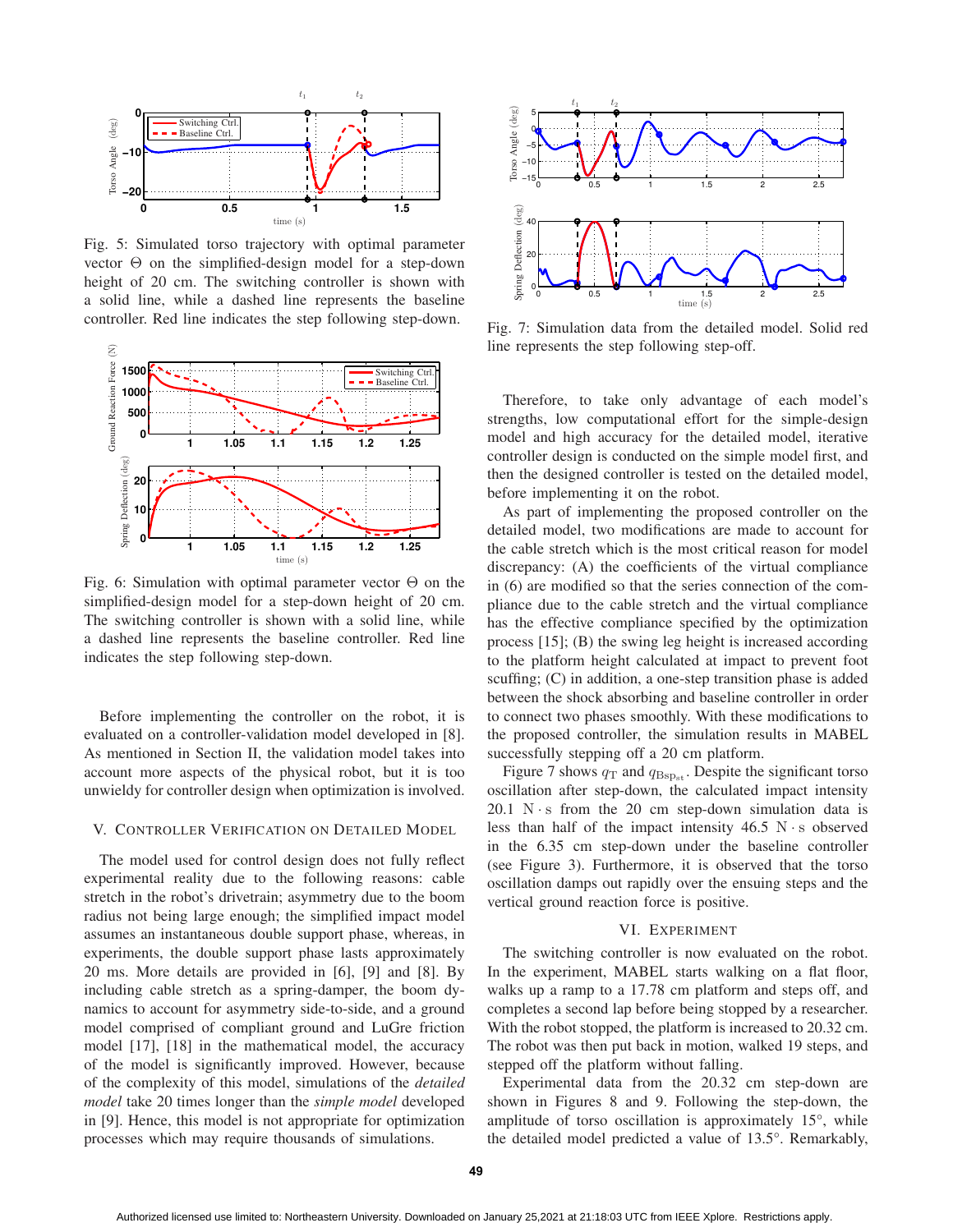Fig. 5: Simulated torso trajectory with optimal parameter vector $\Theta$ on the simplified-design model for a step-down height of 20 cm. The switching controller is shown with a solid line, while a dashed line represents the baseline controller. Red line indicates the step following step-down.

Fig. 6: Simulation with optimal parameter vector $\Theta$ on the simplified-design model for a step-down height of 20 cm. The switching controller is shown with a solid line, while a dashed line represents the baseline controller. Red line indicates the step following step-down.

Before implementing the controller on the robot, it is evaluated on a controller-validation model developed in [8]. As mentioned in Section II, the validation model takes into account more aspects of the physical robot, but it is too unwieldy for controller design when optimization is involved.

## V. Controller Verification on Detailed Model

The model used for control design does not fully reflect experimental reality due to the following reasons: cable stretch in the robot's drivetrain; asymmetry due to the boom radius not being large enough; the simplified impact model assumes an instantaneous double support phase, whereas, in experiments, the double support phase lasts approximately 20 ms. More details are provided in [6], [9] and [8]. By including cable stretch as a spring-damper, the boom dynamics to account for asymmetry side-to-side, and a ground model comprised of compliant ground and LuGre friction model [17], [18] in the mathematical model, the accuracy of the model is significantly improved. However, because of the complexity of this model, simulations of the *detailed model* take 20 times longer than the *simple model* developed in [9]. Hence, this model is not appropriate for optimization processes which may require thousands of simulations.

Fig. 7: Simulation data from the detailed model. Solid red line represents the step following step-off.

Therefore, to take only advantage of each model's strengths, low computational effort for the simple-design model and high accuracy for the detailed model, iterative controller design is conducted on the simple model first, and then the designed controller is tested on the detailed model, before implementing it on the robot.

As part of implementing the proposed controller on the detailed model, two modifications are made to account for the cable stretch which is the most critical reason for model discrepancy: (A) the coefficients of the virtual compliance in (6) are modified so that the series connection of the compliance due to the cable stretch and the virtual compliance has the effective compliance specified by the optimization process [15]; (B) the swing leg height is increased according to the platform height calculated at impact to prevent foot scuffing; (C) in addition, a one-step transition phase is added between the shock absorbing and baseline controller in order to connect two phases smoothly. With these modifications to the proposed controller, the simulation results in MABEL successfully stepping off a 20 cm platform.

Figure 7 shows $q_{\mathrm{T}}$ and $q_{\mathrm{Bsp_{st}}}$. Despite the significant torso oscillation after step-down, the calculated impact intensity 20.1 $\mathrm{N \cdot s}$ from the 20 cm step-down simulation data is less than half of the impact intensity 46.5 $\mathrm{N \cdot s}$ observed in the 6.35 cm step-down under the baseline controller (see Figure 3). Furthermore, it is observed that the torso oscillation damps out rapidly over the ensuing steps and the vertical ground reaction force is positive.

## VI. Experiment

The switching controller is now evaluated on the robot. In the experiment, MABEL starts walking on a flat floor, walks up a ramp to a 17.78 cm platform and steps off, and completes a second lap before being stopped by a researcher. With the robot stopped, the platform is increased to 20.32 cm. The robot was then put back in motion, walked 19 steps, and stepped off the platform without falling.

Experimental data from the 20.32 cm step-down are shown in Figures 8 and 9. Following the step-down, the amplitude of torso oscillation is approximately 15°, while the detailed model predicted a value of 13.5°. Remarkably,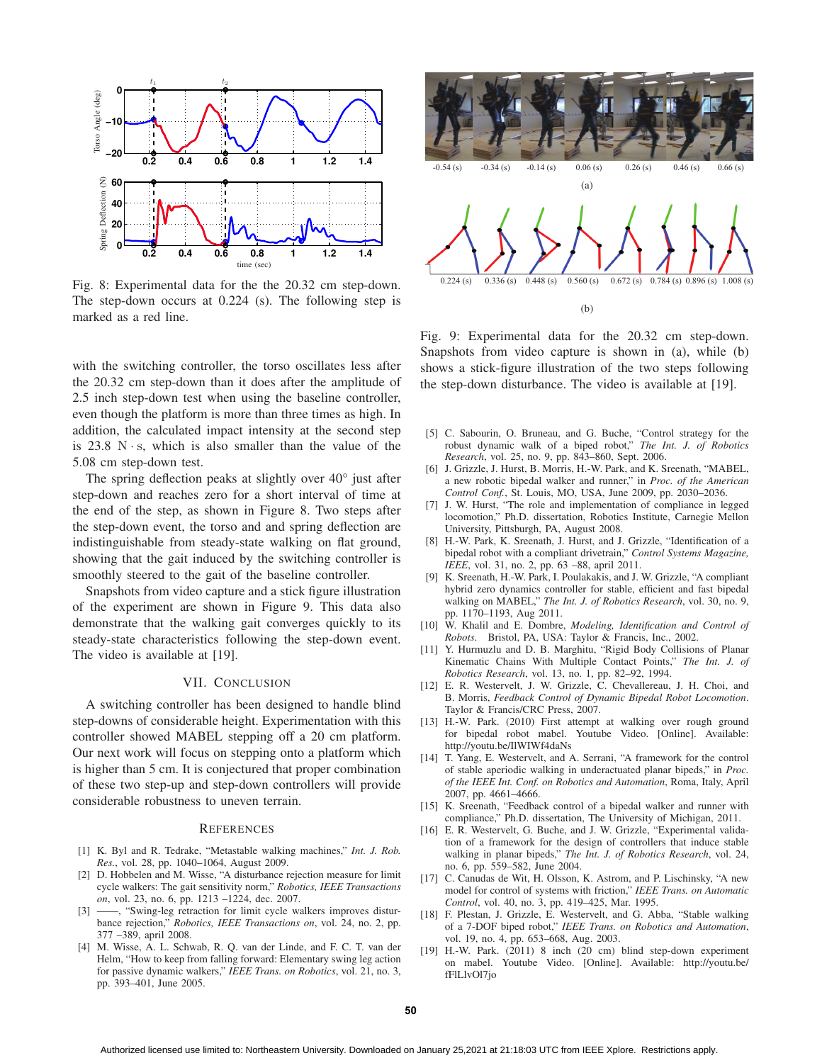t₁ is not allowed; write labels plainly.

$t_1$ $t_2$

Torso Angle (deg)

0

−10

−20

0.2 0.4 0.6 0.8 1 1.2 1.4

Spring Deflection (N)

60

40

20

0

0.2 0.4 0.6 0.8 1 1.2 1.4

time (sec)

Fig. 8: Experimental data for the the 20.32 cm step-down. The step-down occurs at 0.224 (s). The following step is marked as a red line.

-0.54 (s) -0.34 (s) -0.14 (s) 0.06 (s) 0.26 (s) 0.46 (s) 0.66 (s)

(a)

0.224 (s) 0.336 (s) 0.448 (s) 0.560 (s) 0.672 (s) 0.784 (s) 0.896 (s) 1.008 (s)

(b)

Fig. 9: Experimental data for the 20.32 cm step-down. Snapshots from video capture is shown in (a), while (b) shows a stick-figure illustration of the two steps following the step-down disturbance. The video is available at [19].

with the switching controller, the torso oscillates less after the 20.32 cm step-down than it does after the amplitude of 2.5 inch step-down test when using the baseline controller, even though the platform is more than three times as high. In addition, the calculated impact intensity at the second step is 23.8 $\mathrm{N \cdot s}$, which is also smaller than the value of the 5.08 cm step-down test.

The spring deflection peaks at slightly over 40° just after step-down and reaches zero for a short interval of time at the end of the step, as shown in Figure 8. Two steps after the step-down event, the torso and and spring deflection are indistinguishable from steady-state walking on flat ground, showing that the gait induced by the switching controller is smoothly steered to the gait of the baseline controller.

Snapshots from video capture and a stick figure illustration of the experiment are shown in Figure 9. This data also demonstrate that the walking gait converges quickly to its steady-state characteristics following the step-down event. The video is available at [19].

## VII. Conclusion

A switching controller has been designed to handle blind step-downs of considerable height. Experimentation with this controller showed MABEL stepping off a 20 cm platform. Our next work will focus on stepping onto a platform which is higher than 5 cm. It is conjectured that proper combination of these two step-up and step-down controllers will provide considerable robustness to uneven terrain.

## References

[1] K. Byl and R. Tedrake, "Metastable walking machines," *Int. J. Rob. Res.*, vol. 28, pp. 1040–1064, August 2009.

[2] D. Hobbelen and M. Wisse, "A disturbance rejection measure for limit cycle walkers: The gait sensitivity norm," *Robotics, IEEE Transactions on*, vol. 23, no. 6, pp. 1213 –1224, dec. 2007.

[3] ——, "Swing-leg retraction for limit cycle walkers improves disturbance rejection," *Robotics, IEEE Transactions on*, vol. 24, no. 2, pp. 377 –389, april 2008.

[4] M. Wisse, A. L. Schwab, R. Q. van der Linde, and F. C. T. van der Helm, "How to keep from falling forward: Elementary swing leg action for passive dynamic walkers," *IEEE Trans. on Robotics*, vol. 21, no. 3, pp. 393–401, June 2005.

[5] C. Sabourin, O. Bruneau, and G. Buche, "Control strategy for the robust dynamic walk of a biped robot," *The Int. J. of Robotics Research*, vol. 25, no. 9, pp. 843–860, Sept. 2006.

[6] J. Grizzle, J. Hurst, B. Morris, H.-W. Park, and K. Sreenath, "MABEL, a new robotic bipedal walker and runner," in *Proc. of the American Control Conf.*, St. Louis, MO, USA, June 2009, pp. 2030–2036.

[7] J. W. Hurst, "The role and implementation of compliance in legged locomotion," Ph.D. dissertation, Robotics Institute, Carnegie Mellon University, Pittsburgh, PA, August 2008.

[8] H.-W. Park, K. Sreenath, J. Hurst, and J. Grizzle, "Identification of a bipedal robot with a compliant drivetrain," *Control Systems Magazine, IEEE*, vol. 31, no. 2, pp. 63 –88, april 2011.

[9] K. Sreenath, H.-W. Park, I. Poulakakis, and J. W. Grizzle, "A compliant hybrid zero dynamics controller for stable, efficient and fast bipedal walking on MABEL," *The Int. J. of Robotics Research*, vol. 30, no. 9, pp. 1170–1193, Aug 2011.

[10] W. Khalil and E. Dombre, *Modeling, Identification and Control of Robots*. Bristol, PA, USA: Taylor & Francis, Inc., 2002.

[11] Y. Hurmuzlu and D. B. Marghitu, "Rigid Body Collisions of Planar Kinematic Chains With Multiple Contact Points," *The Int. J. of Robotics Research*, vol. 13, no. 1, pp. 82–92, 1994.

[12] E. R. Westervelt, J. W. Grizzle, C. Chevallereau, J. H. Choi, and B. Morris, *Feedback Control of Dynamic Bipedal Robot Locomotion*. Taylor & Francis/CRC Press, 2007.

[13] H.-W. Park. (2010) First attempt at walking over rough ground for bipedal robot mabel. Youtube Video. [Online]. Available: http://youtu.be/lIWIWf4daNs

[14] T. Yang, E. Westervelt, and A. Serrani, "A framework for the control of stable aperiodic walking in underactuated planar bipeds," in *Proc. of the IEEE Int. Conf. on Robotics and Automation*, Roma, Italy, April 2007, pp. 4661–4666.

[15] K. Sreenath, "Feedback control of a bipedal walker and runner with compliance," Ph.D. dissertation, The University of Michigan, 2011.

[16] E. R. Westervelt, G. Buche, and J. W. Grizzle, "Experimental validation of a framework for the design of controllers that induce stable walking in planar bipeds," *The Int. J. of Robotics Research*, vol. 24, no. 6, pp. 559–582, June 2004.

[17] C. Canudas de Wit, H. Olsson, K. Astrom, and P. Lischinsky, "A new model for control of systems with friction," *IEEE Trans. on Automatic Control*, vol. 40, no. 3, pp. 419–425, Mar. 1995.

[18] F. Plestan, J. Grizzle, E. Westervelt, and G. Abba, "Stable walking of a 7-DOF biped robot," *IEEE Trans. on Robotics and Automation*, vol. 19, no. 4, pp. 653–668, Aug. 2003.

[19] H.-W. Park. (2011) 8 inch (20 cm) blind step-down experiment on mabel. Youtube Video. [Online]. Available: http://youtu.be/fFILlvOl7jo